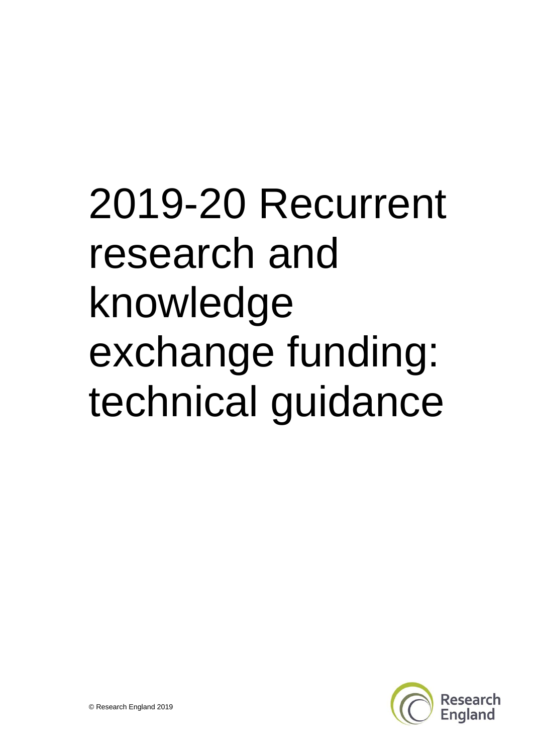# 2019-20 Recurrent research and knowledge exchange funding: technical guidance

© Research England 2019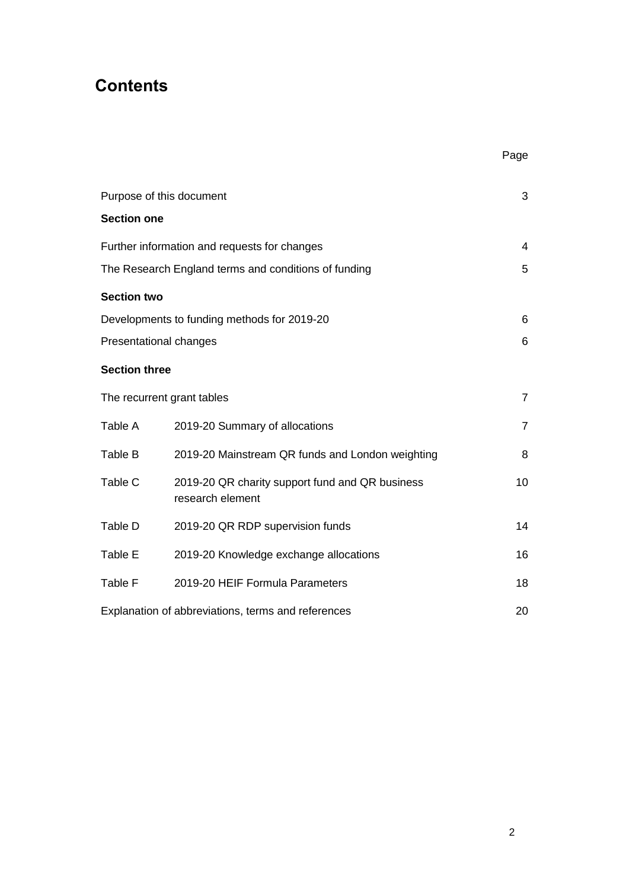# Contents

| | | Page |
|---|---|---|
| Purpose of this document | | 3 |
| **Section one** | | |
| Further information and requests for changes | | 4 |
| The Research England terms and conditions of funding | | 5 |
| **Section two** | | |
| Developments to funding methods for 2019-20 | | 6 |
| Presentational changes | | 6 |
| **Section three** | | |
| The recurrent grant tables | | 7 |
| Table A | 2019-20 Summary of allocations | 7 |
| Table B | 2019-20 Mainstream QR funds and London weighting | 8 |
| Table C | 2019-20 QR charity support fund and QR business research element | 10 |
| Table D | 2019-20 QR RDP supervision funds | 14 |
| Table E | 2019-20 Knowledge exchange allocations | 16 |
| Table F | 2019-20 HEIF Formula Parameters | 18 |
| Explanation of abbreviations, terms and references | | 20 |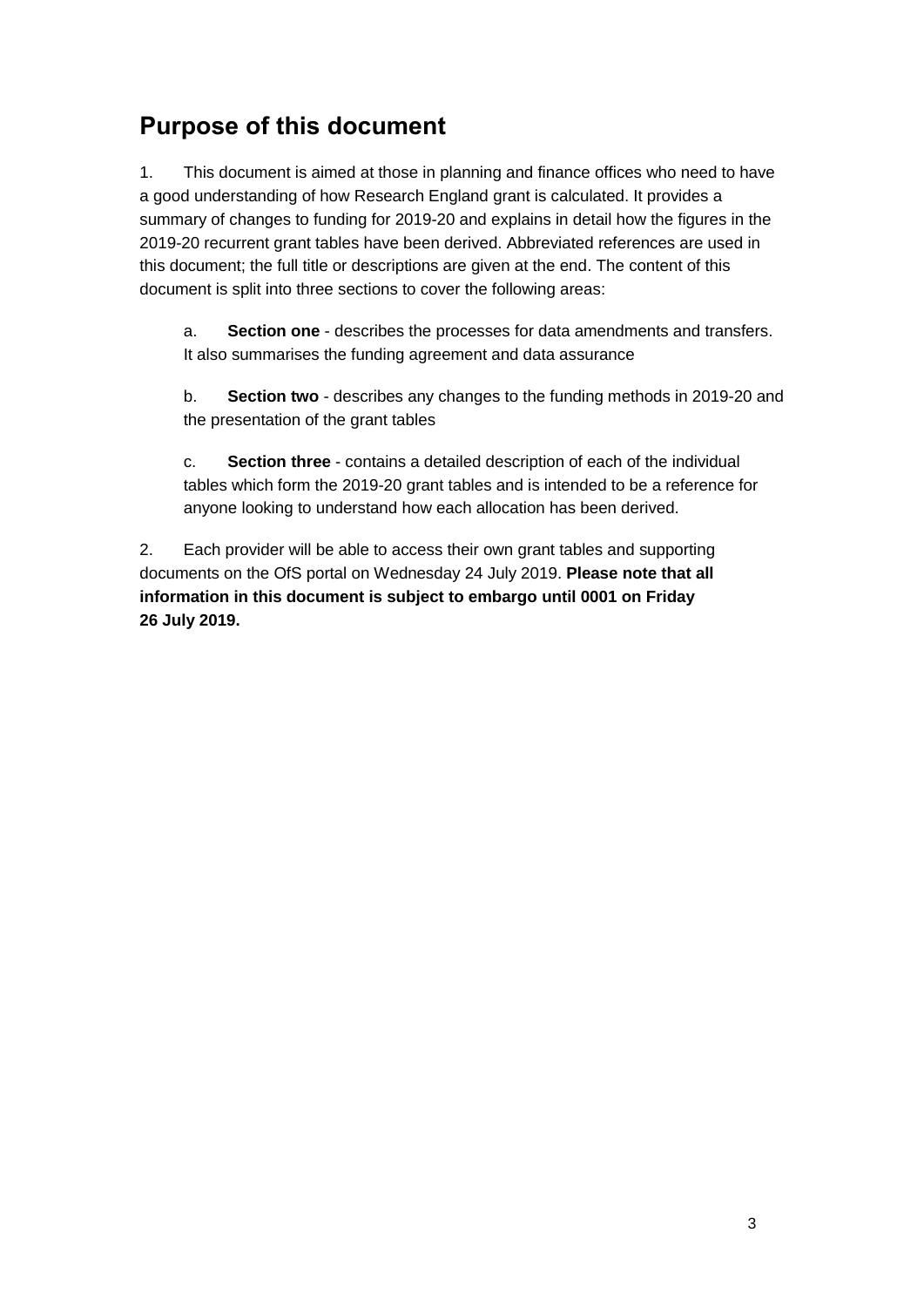## Purpose of this document

1. This document is aimed at those in planning and finance offices who need to have a good understanding of how Research England grant is calculated. It provides a summary of changes to funding for 2019-20 and explains in detail how the figures in the 2019-20 recurrent grant tables have been derived. Abbreviated references are used in this document; the full title or descriptions are given at the end. The content of this document is split into three sections to cover the following areas:

   a. **Section one** - describes the processes for data amendments and transfers. It also summarises the funding agreement and data assurance

   b. **Section two** - describes any changes to the funding methods in 2019-20 and the presentation of the grant tables

   c. **Section three** - contains a detailed description of each of the individual tables which form the 2019-20 grant tables and is intended to be a reference for anyone looking to understand how each allocation has been derived.

2. Each provider will be able to access their own grant tables and supporting documents on the OfS portal on Wednesday 24 July 2019. **Please note that all information in this document is subject to embargo until 0001 on Friday 26 July 2019.**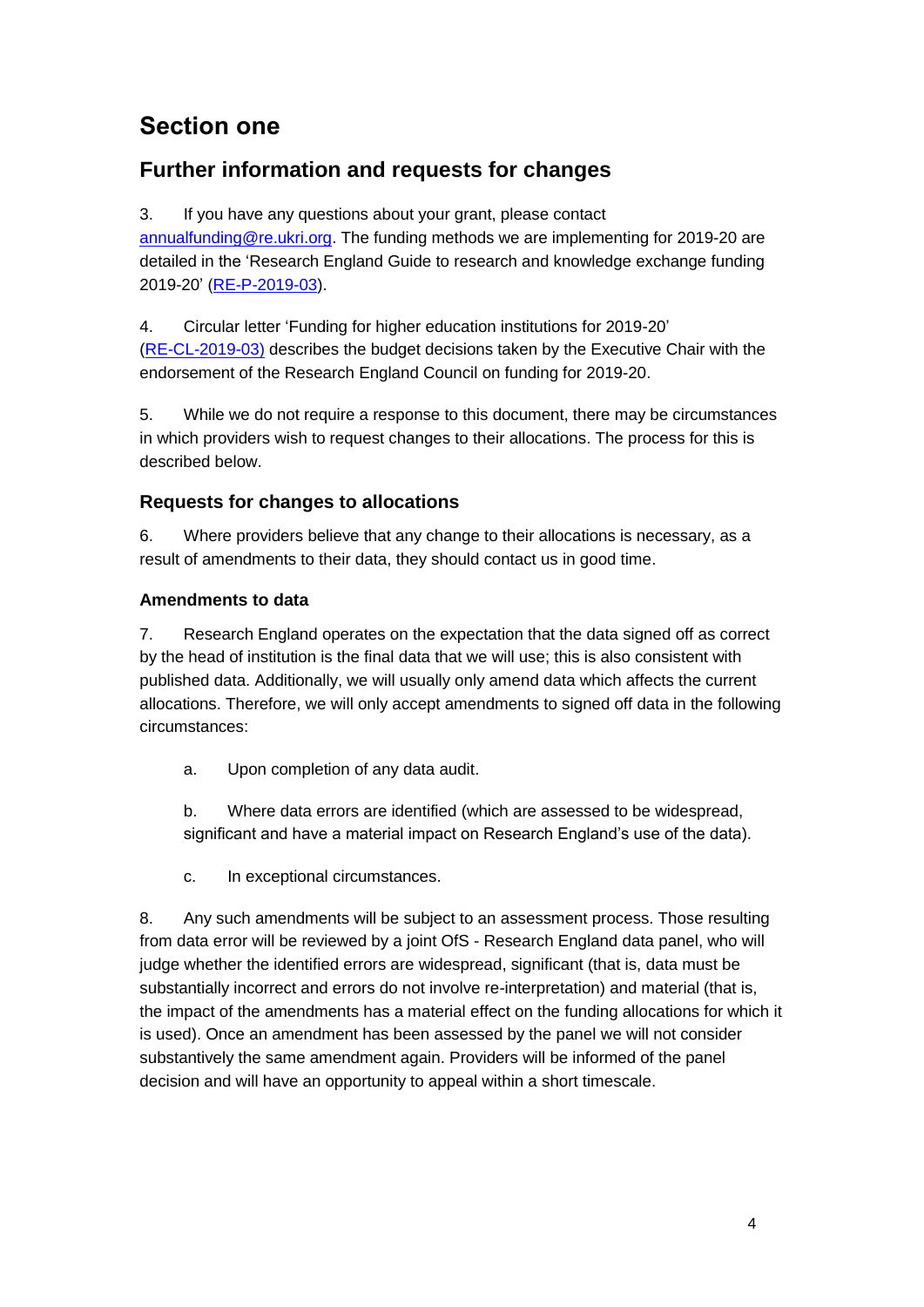# Section one

## Further information and requests for changes

3. If you have any questions about your grant, please contact [annualfunding@re.ukri.org](mailto:annualfunding@re.ukri.org). The funding methods we are implementing for 2019-20 are detailed in the 'Research England Guide to research and knowledge exchange funding 2019-20' (RE-P-2019-03).

4. Circular letter 'Funding for higher education institutions for 2019-20' (RE-CL-2019-03) describes the budget decisions taken by the Executive Chair with the endorsement of the Research England Council on funding for 2019-20.

5. While we do not require a response to this document, there may be circumstances in which providers wish to request changes to their allocations. The process for this is described below.

### Requests for changes to allocations

6. Where providers believe that any change to their allocations is necessary, as a result of amendments to their data, they should contact us in good time.

#### Amendments to data

7. Research England operates on the expectation that the data signed off as correct by the head of institution is the final data that we will use; this is also consistent with published data. Additionally, we will usually only amend data which affects the current allocations. Therefore, we will only accept amendments to signed off data in the following circumstances:

   a. Upon completion of any data audit.

   b. Where data errors are identified (which are assessed to be widespread, significant and have a material impact on Research England's use of the data).

   c. In exceptional circumstances.

8. Any such amendments will be subject to an assessment process. Those resulting from data error will be reviewed by a joint OfS - Research England data panel, who will judge whether the identified errors are widespread, significant (that is, data must be substantially incorrect and errors do not involve re-interpretation) and material (that is, the impact of the amendments has a material effect on the funding allocations for which it is used). Once an amendment has been assessed by the panel we will not consider substantively the same amendment again. Providers will be informed of the panel decision and will have an opportunity to appeal within a short timescale.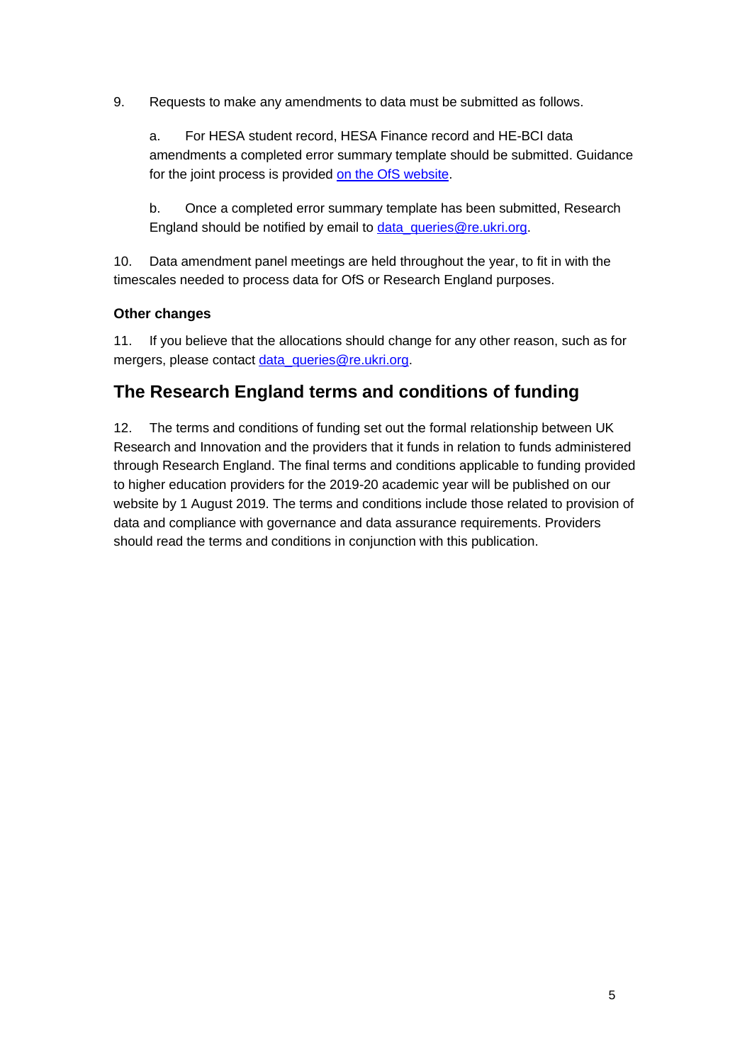9. Requests to make any amendments to data must be submitted as follows.

   a. For HESA student record, HESA Finance record and HE-BCI data amendments a completed error summary template should be submitted. Guidance for the joint process is provided on the OfS website.

   b. Once a completed error summary template has been submitted, Research England should be notified by email to data_queries@re.ukri.org.

10. Data amendment panel meetings are held throughout the year, to fit in with the timescales needed to process data for OfS or Research England purposes.

### Other changes

11. If you believe that the allocations should change for any other reason, such as for mergers, please contact data_queries@re.ukri.org.

## The Research England terms and conditions of funding

12. The terms and conditions of funding set out the formal relationship between UK Research and Innovation and the providers that it funds in relation to funds administered through Research England. The final terms and conditions applicable to funding provided to higher education providers for the 2019-20 academic year will be published on our website by 1 August 2019. The terms and conditions include those related to provision of data and compliance with governance and data assurance requirements. Providers should read the terms and conditions in conjunction with this publication.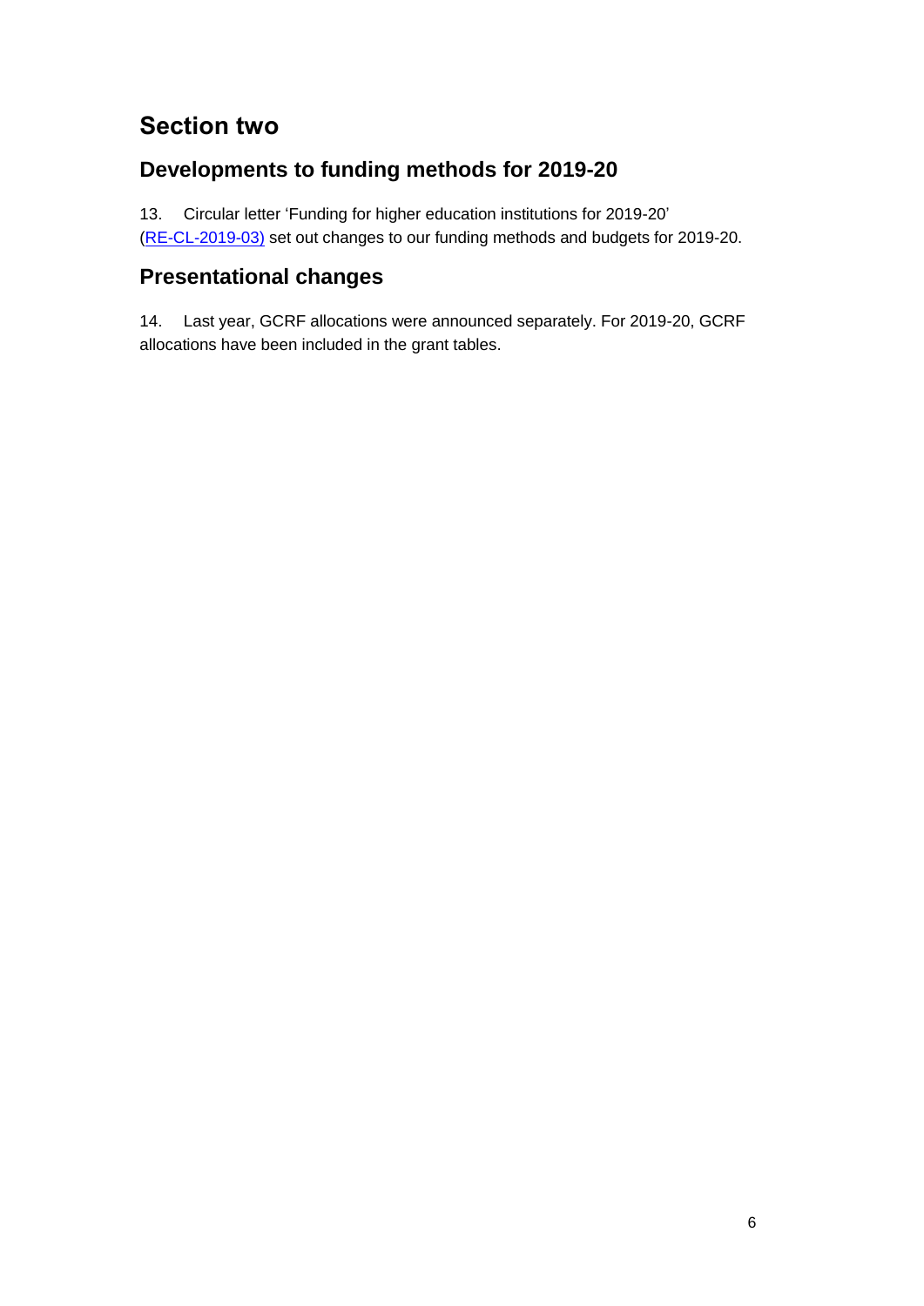# Section two

## Developments to funding methods for 2019-20

13. Circular letter 'Funding for higher education institutions for 2019-20' (RE-CL-2019-03) set out changes to our funding methods and budgets for 2019-20.

## Presentational changes

14. Last year, GCRF allocations were announced separately. For 2019-20, GCRF allocations have been included in the grant tables.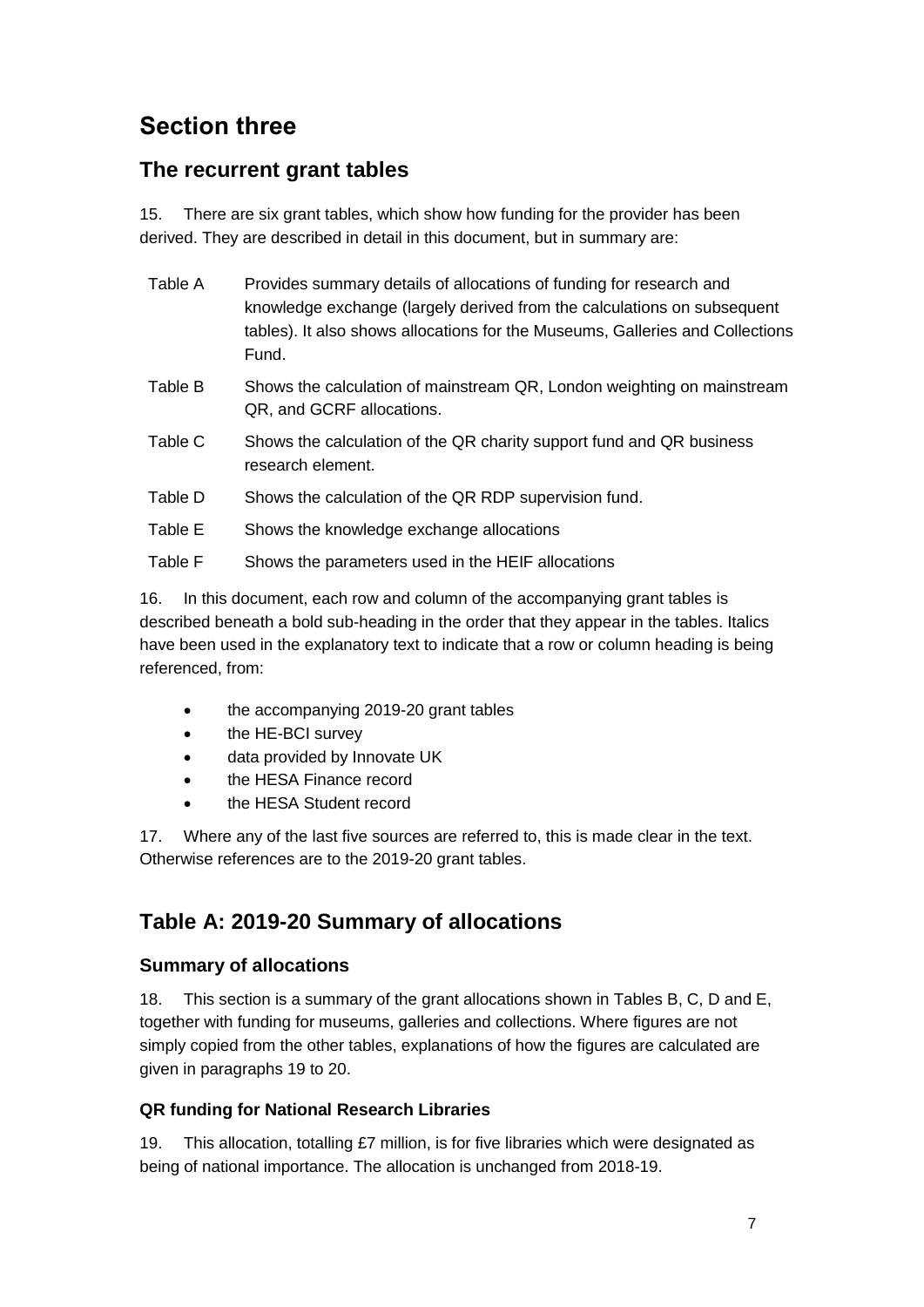# Section three

## The recurrent grant tables

15. There are six grant tables, which show how funding for the provider has been derived. They are described in detail in this document, but in summary are:

| | |
|---|---|
| Table A | Provides summary details of allocations of funding for research and knowledge exchange (largely derived from the calculations on subsequent tables). It also shows allocations for the Museums, Galleries and Collections Fund. |
| Table B | Shows the calculation of mainstream QR, London weighting on mainstream QR, and GCRF allocations. |
| Table C | Shows the calculation of the QR charity support fund and QR business research element. |
| Table D | Shows the calculation of the QR RDP supervision fund. |
| Table E | Shows the knowledge exchange allocations |
| Table F | Shows the parameters used in the HEIF allocations |

16. In this document, each row and column of the accompanying grant tables is described beneath a bold sub-heading in the order that they appear in the tables. Italics have been used in the explanatory text to indicate that a row or column heading is being referenced, from:

- the accompanying 2019-20 grant tables
- the HE-BCI survey
- data provided by Innovate UK
- the HESA Finance record
- the HESA Student record

17. Where any of the last five sources are referred to, this is made clear in the text. Otherwise references are to the 2019-20 grant tables.

## Table A: 2019-20 Summary of allocations

### Summary of allocations

18. This section is a summary of the grant allocations shown in Tables B, C, D and E, together with funding for museums, galleries and collections. Where figures are not simply copied from the other tables, explanations of how the figures are calculated are given in paragraphs 19 to 20.

#### QR funding for National Research Libraries

19. This allocation, totalling £7 million, is for five libraries which were designated as being of national importance. The allocation is unchanged from 2018-19.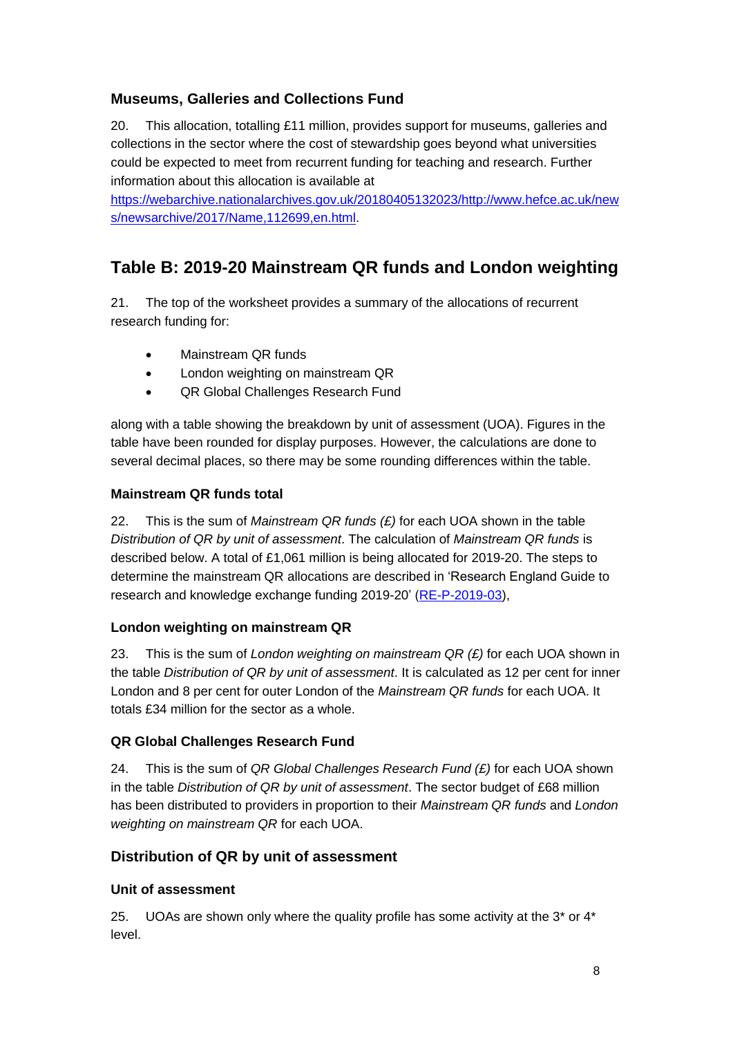### Museums, Galleries and Collections Fund

20. This allocation, totalling £11 million, provides support for museums, galleries and collections in the sector where the cost of stewardship goes beyond what universities could be expected to meet from recurrent funding for teaching and research. Further information about this allocation is available at [https://webarchive.nationalarchives.gov.uk/20180405132023/http://www.hefce.ac.uk/news/newsarchive/2017/Name,112699,en.html](https://webarchive.nationalarchives.gov.uk/20180405132023/http://www.hefce.ac.uk/news/newsarchive/2017/Name,112699,en.html).

## Table B: 2019-20 Mainstream QR funds and London weighting

21. The top of the worksheet provides a summary of the allocations of recurrent research funding for:

- Mainstream QR funds
- London weighting on mainstream QR
- QR Global Challenges Research Fund

along with a table showing the breakdown by unit of assessment (UOA). Figures in the table have been rounded for display purposes. However, the calculations are done to several decimal places, so there may be some rounding differences within the table.

#### Mainstream QR funds total

22. This is the sum of *Mainstream QR funds (£)* for each UOA shown in the table *Distribution of QR by unit of assessment*. The calculation of *Mainstream QR funds* is described below. A total of £1,061 million is being allocated for 2019-20. The steps to determine the mainstream QR allocations are described in 'Research England Guide to research and knowledge exchange funding 2019-20' (RE-P-2019-03),

#### London weighting on mainstream QR

23. This is the sum of *London weighting on mainstream QR (£)* for each UOA shown in the table *Distribution of QR by unit of assessment*. It is calculated as 12 per cent for inner London and 8 per cent for outer London of the *Mainstream QR funds* for each UOA. It totals £34 million for the sector as a whole.

#### QR Global Challenges Research Fund

24. This is the sum of *QR Global Challenges Research Fund (£)* for each UOA shown in the table *Distribution of QR by unit of assessment*. The sector budget of £68 million has been distributed to providers in proportion to their *Mainstream QR funds* and *London weighting on mainstream QR* for each UOA.

### Distribution of QR by unit of assessment

#### Unit of assessment

25. UOAs are shown only where the quality profile has some activity at the 3* or 4* level.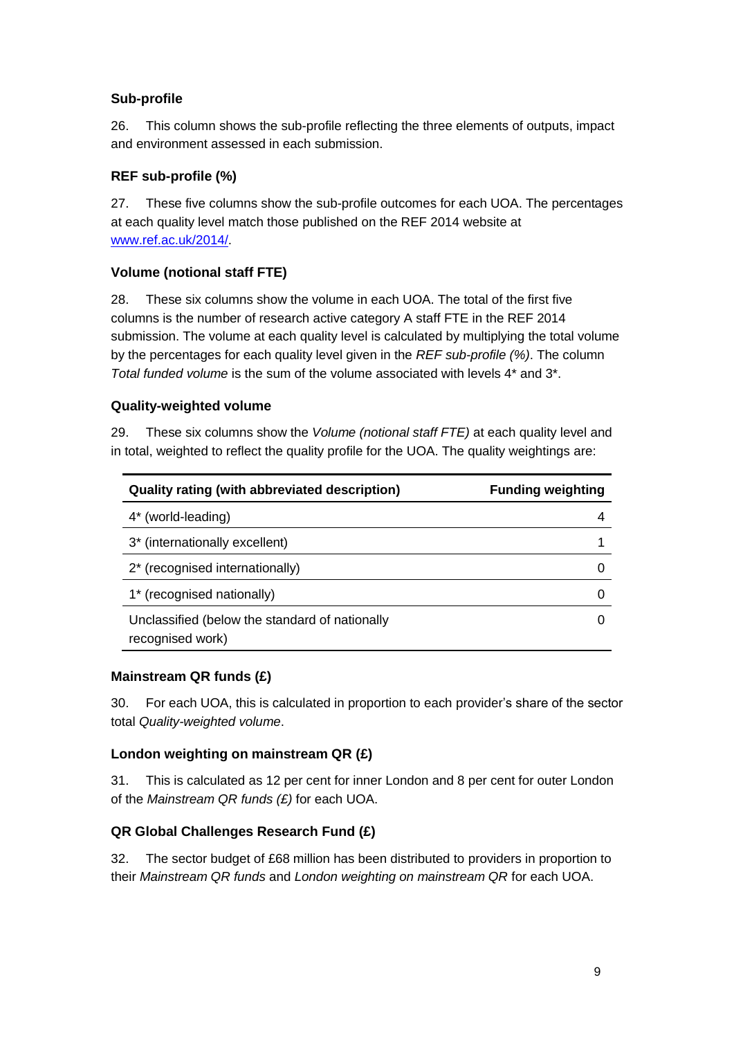### Sub-profile

26. This column shows the sub-profile reflecting the three elements of outputs, impact and environment assessed in each submission.

### REF sub-profile (%)

27. These five columns show the sub-profile outcomes for each UOA. The percentages at each quality level match those published on the REF 2014 website at www.ref.ac.uk/2014/.

### Volume (notional staff FTE)

28. These six columns show the volume in each UOA. The total of the first five columns is the number of research active category A staff FTE in the REF 2014 submission. The volume at each quality level is calculated by multiplying the total volume by the percentages for each quality level given in the *REF sub-profile (%)*. The column *Total funded volume* is the sum of the volume associated with levels 4* and 3*.

### Quality-weighted volume

29. These six columns show the *Volume (notional staff FTE)* at each quality level and in total, weighted to reflect the quality profile for the UOA. The quality weightings are:

| Quality rating (with abbreviated description) | Funding weighting |
|---|---|
| 4* (world-leading) | 4 |
| 3* (internationally excellent) | 1 |
| 2* (recognised internationally) | 0 |
| 1* (recognised nationally) | 0 |
| Unclassified (below the standard of nationally recognised work) | 0 |

### Mainstream QR funds (£)

30. For each UOA, this is calculated in proportion to each provider's share of the sector total *Quality-weighted volume*.

### London weighting on mainstream QR (£)

31. This is calculated as 12 per cent for inner London and 8 per cent for outer London of the *Mainstream QR funds (£)* for each UOA.

### QR Global Challenges Research Fund (£)

32. The sector budget of £68 million has been distributed to providers in proportion to their *Mainstream QR funds* and *London weighting on mainstream QR* for each UOA.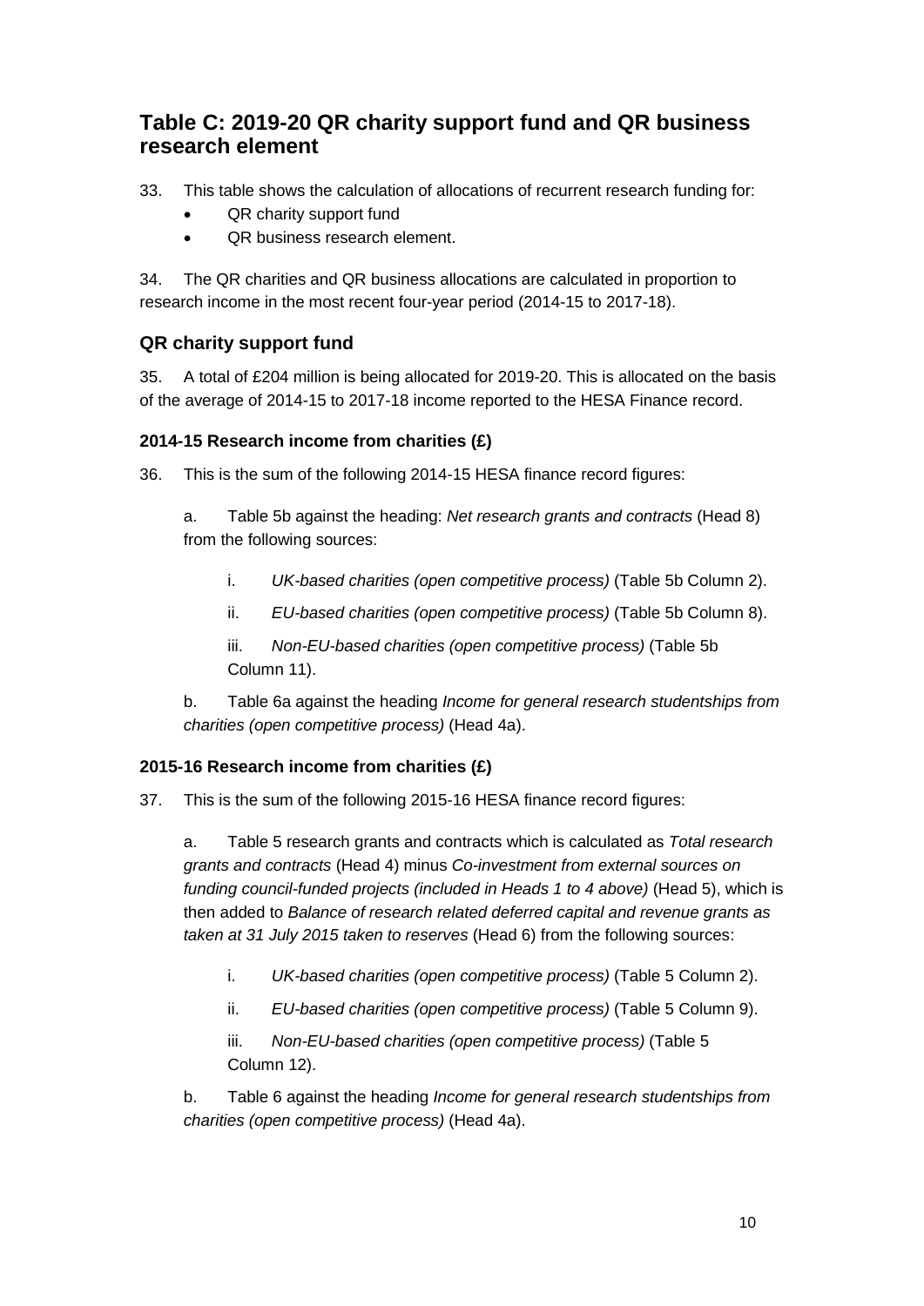## Table C: 2019-20 QR charity support fund and QR business research element

33. This table shows the calculation of allocations of recurrent research funding for:

- QR charity support fund
- QR business research element.

34. The QR charities and QR business allocations are calculated in proportion to research income in the most recent four-year period (2014-15 to 2017-18).

### QR charity support fund

35. A total of £204 million is being allocated for 2019-20. This is allocated on the basis of the average of 2014-15 to 2017-18 income reported to the HESA Finance record.

#### 2014-15 Research income from charities (£)

36. This is the sum of the following 2014-15 HESA finance record figures:

a. Table 5b against the heading: *Net research grants and contracts* (Head 8) from the following sources:

i. *UK-based charities (open competitive process)* (Table 5b Column 2).

ii. *EU-based charities (open competitive process)* (Table 5b Column 8).

iii. *Non-EU-based charities (open competitive process)* (Table 5b Column 11).

b. Table 6a against the heading *Income for general research studentships from charities (open competitive process)* (Head 4a).

#### 2015-16 Research income from charities (£)

37. This is the sum of the following 2015-16 HESA finance record figures:

a. Table 5 research grants and contracts which is calculated as *Total research grants and contracts* (Head 4) minus *Co-investment from external sources on funding council-funded projects (included in Heads 1 to 4 above)* (Head 5), which is then added to *Balance of research related deferred capital and revenue grants as taken at 31 July 2015 taken to reserves* (Head 6) from the following sources:

i. *UK-based charities (open competitive process)* (Table 5 Column 2).

ii. *EU-based charities (open competitive process)* (Table 5 Column 9).

iii. *Non-EU-based charities (open competitive process)* (Table 5 Column 12).

b. Table 6 against the heading *Income for general research studentships from charities (open competitive process)* (Head 4a).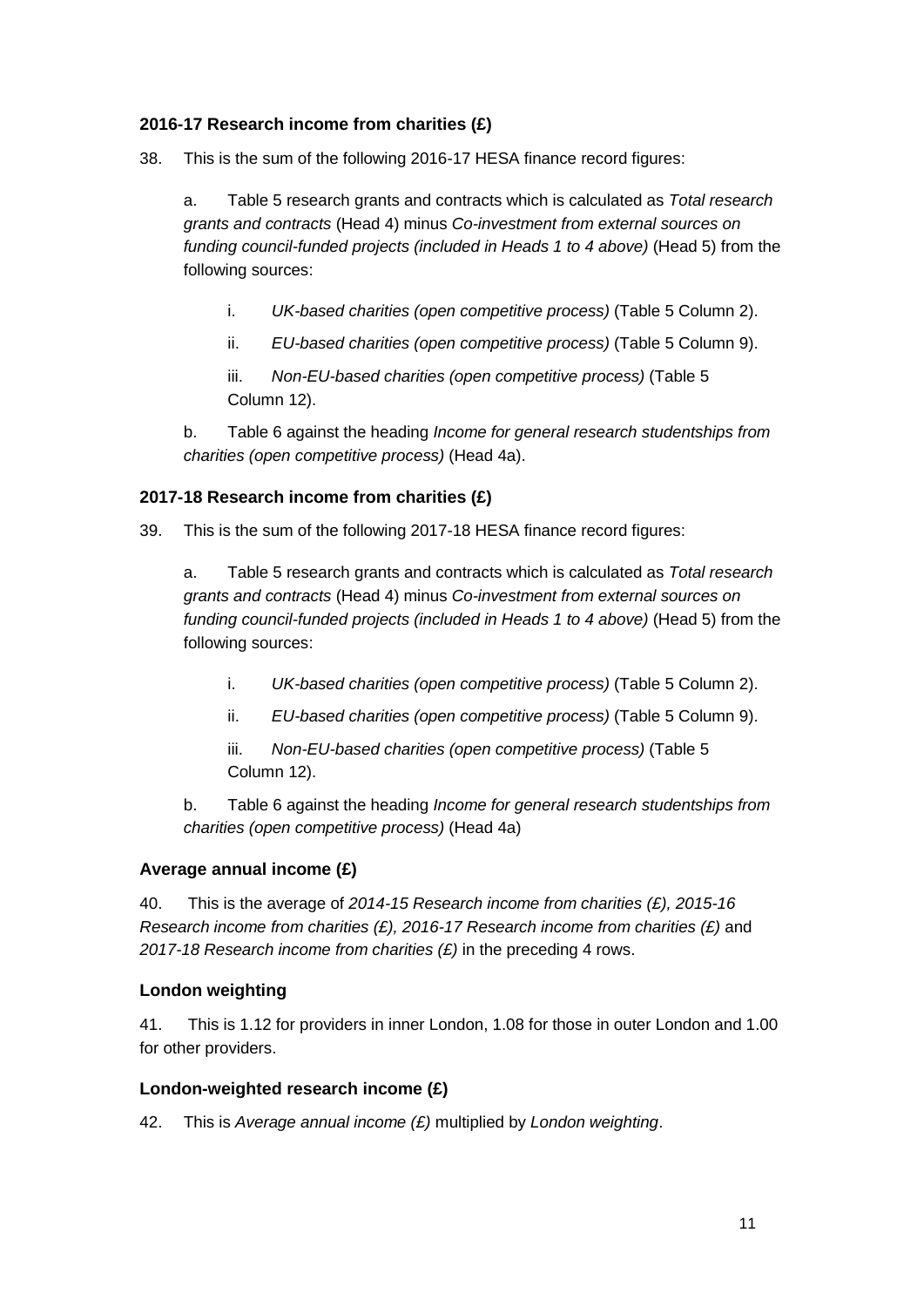### 2016-17 Research income from charities (£)

38. This is the sum of the following 2016-17 HESA finance record figures:

   a. Table 5 research grants and contracts which is calculated as *Total research grants and contracts* (Head 4) minus *Co-investment from external sources on funding council-funded projects (included in Heads 1 to 4 above)* (Head 5) from the following sources:

      i. *UK-based charities (open competitive process)* (Table 5 Column 2).

      ii. *EU-based charities (open competitive process)* (Table 5 Column 9).

      iii. *Non-EU-based charities (open competitive process)* (Table 5 Column 12).

   b. Table 6 against the heading *Income for general research studentships from charities (open competitive process)* (Head 4a).

### 2017-18 Research income from charities (£)

39. This is the sum of the following 2017-18 HESA finance record figures:

   a. Table 5 research grants and contracts which is calculated as *Total research grants and contracts* (Head 4) minus *Co-investment from external sources on funding council-funded projects (included in Heads 1 to 4 above)* (Head 5) from the following sources:

      i. *UK-based charities (open competitive process)* (Table 5 Column 2).

      ii. *EU-based charities (open competitive process)* (Table 5 Column 9).

      iii. *Non-EU-based charities (open competitive process)* (Table 5 Column 12).

   b. Table 6 against the heading *Income for general research studentships from charities (open competitive process)* (Head 4a)

### Average annual income (£)

40. This is the average of *2014-15 Research income from charities (£), 2015-16 Research income from charities (£), 2016-17 Research income from charities (£)* and *2017-18 Research income from charities (£)* in the preceding 4 rows.

### London weighting

41. This is 1.12 for providers in inner London, 1.08 for those in outer London and 1.00 for other providers.

### London-weighted research income (£)

42. This is *Average annual income (£)* multiplied by *London weighting*.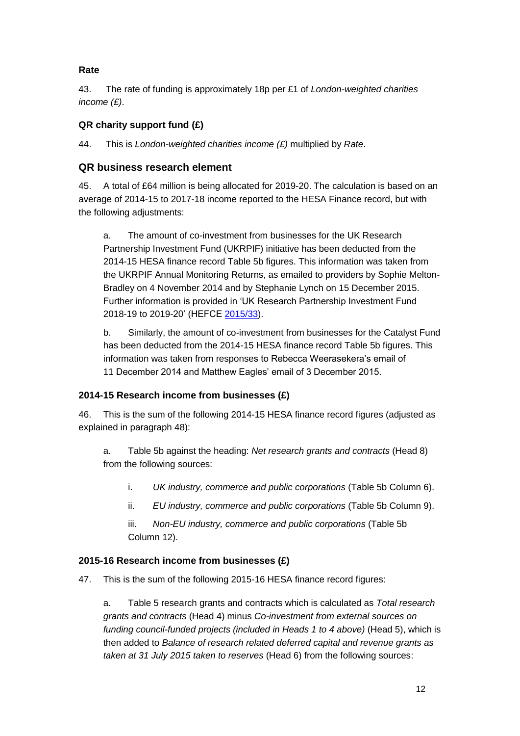**Rate**

43. The rate of funding is approximately 18p per £1 of *London-weighted charities income (£)*.

**QR charity support fund (£)**

44. This is *London-weighted charities income (£)* multiplied by *Rate*.

## QR business research element

45. A total of £64 million is being allocated for 2019-20. The calculation is based on an average of 2014-15 to 2017-18 income reported to the HESA Finance record, but with the following adjustments:

a. The amount of co-investment from businesses for the UK Research Partnership Investment Fund (UKRPIF) initiative has been deducted from the 2014-15 HESA finance record Table 5b figures. This information was taken from the UKRPIF Annual Monitoring Returns, as emailed to providers by Sophie Melton-Bradley on 4 November 2014 and by Stephanie Lynch on 15 December 2015. Further information is provided in 'UK Research Partnership Investment Fund 2018-19 to 2019-20' (HEFCE 2015/33).

b. Similarly, the amount of co-investment from businesses for the Catalyst Fund has been deducted from the 2014-15 HESA finance record Table 5b figures. This information was taken from responses to Rebecca Weerasekera's email of 11 December 2014 and Matthew Eagles' email of 3 December 2015.

**2014-15 Research income from businesses (£)**

46. This is the sum of the following 2014-15 HESA finance record figures (adjusted as explained in paragraph 48):

a. Table 5b against the heading: *Net research grants and contracts* (Head 8) from the following sources:

i. *UK industry, commerce and public corporations* (Table 5b Column 6).

ii. *EU industry, commerce and public corporations* (Table 5b Column 9).

iii. *Non-EU industry, commerce and public corporations* (Table 5b Column 12).

**2015-16 Research income from businesses (£)**

47. This is the sum of the following 2015-16 HESA finance record figures:

a. Table 5 research grants and contracts which is calculated as *Total research grants and contracts* (Head 4) minus *Co-investment from external sources on funding council-funded projects (included in Heads 1 to 4 above)* (Head 5), which is then added to *Balance of research related deferred capital and revenue grants as taken at 31 July 2015 taken to reserves* (Head 6) from the following sources: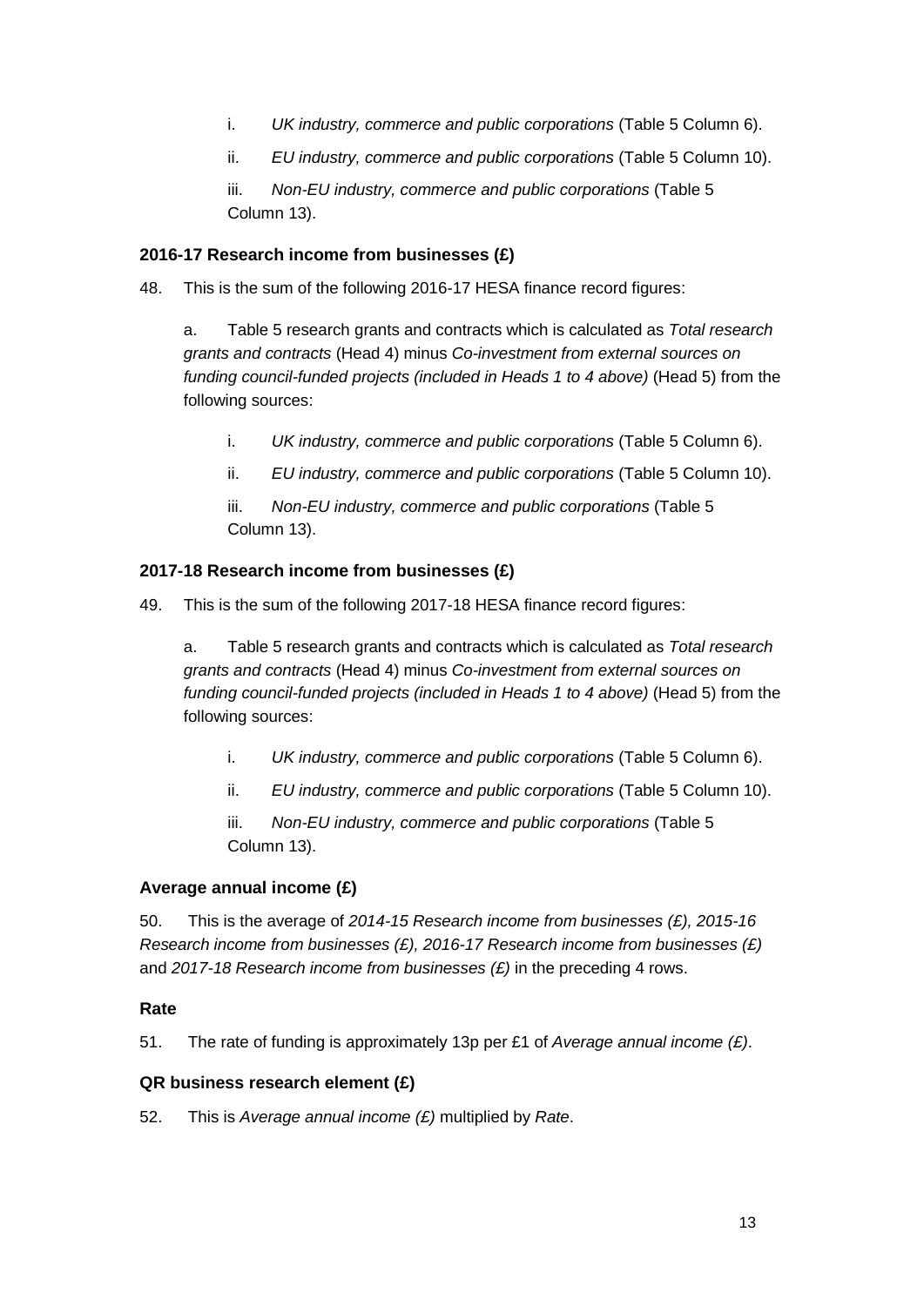i. *UK industry, commerce and public corporations* (Table 5 Column 6).

ii. *EU industry, commerce and public corporations* (Table 5 Column 10).

iii. *Non-EU industry, commerce and public corporations* (Table 5 Column 13).

### 2016-17 Research income from businesses (£)

48. This is the sum of the following 2016-17 HESA finance record figures:

a. Table 5 research grants and contracts which is calculated as *Total research grants and contracts* (Head 4) minus *Co-investment from external sources on funding council-funded projects (included in Heads 1 to 4 above)* (Head 5) from the following sources:

i. *UK industry, commerce and public corporations* (Table 5 Column 6).

ii. *EU industry, commerce and public corporations* (Table 5 Column 10).

iii. *Non-EU industry, commerce and public corporations* (Table 5 Column 13).

### 2017-18 Research income from businesses (£)

49. This is the sum of the following 2017-18 HESA finance record figures:

a. Table 5 research grants and contracts which is calculated as *Total research grants and contracts* (Head 4) minus *Co-investment from external sources on funding council-funded projects (included in Heads 1 to 4 above)* (Head 5) from the following sources:

i. *UK industry, commerce and public corporations* (Table 5 Column 6).

ii. *EU industry, commerce and public corporations* (Table 5 Column 10).

iii. *Non-EU industry, commerce and public corporations* (Table 5 Column 13).

### Average annual income (£)

50. This is the average of *2014-15 Research income from businesses (£), 2015-16 Research income from businesses (£), 2016-17 Research income from businesses (£)* and *2017-18 Research income from businesses (£)* in the preceding 4 rows.

### Rate

51. The rate of funding is approximately 13p per £1 of *Average annual income (£)*.

### QR business research element (£)

52. This is *Average annual income (£)* multiplied by *Rate*.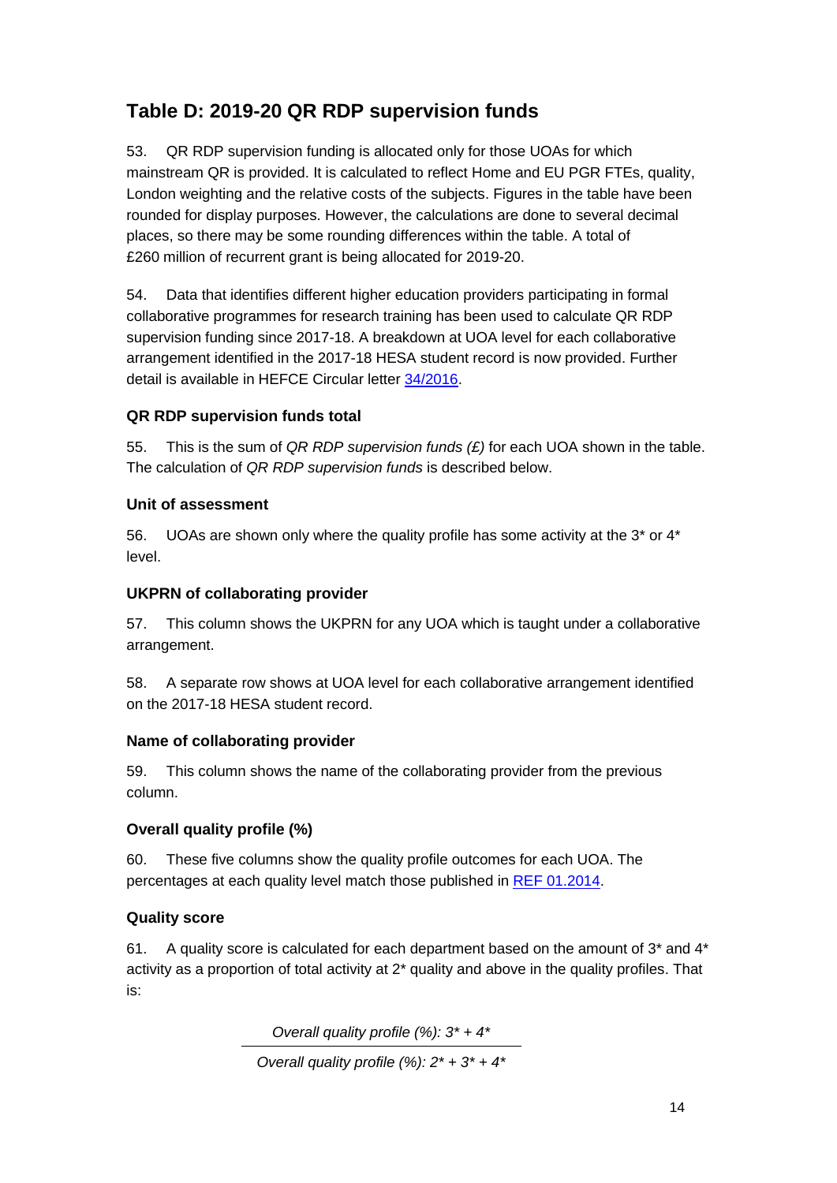## Table D: 2019-20 QR RDP supervision funds

53. QR RDP supervision funding is allocated only for those UOAs for which mainstream QR is provided. It is calculated to reflect Home and EU PGR FTEs, quality, London weighting and the relative costs of the subjects. Figures in the table have been rounded for display purposes. However, the calculations are done to several decimal places, so there may be some rounding differences within the table. A total of £260 million of recurrent grant is being allocated for 2019-20.

54. Data that identifies different higher education providers participating in formal collaborative programmes for research training has been used to calculate QR RDP supervision funding since 2017-18. A breakdown at UOA level for each collaborative arrangement identified in the 2017-18 HESA student record is now provided. Further detail is available in HEFCE Circular letter 34/2016.

### QR RDP supervision funds total

55. This is the sum of *QR RDP supervision funds (£)* for each UOA shown in the table. The calculation of *QR RDP supervision funds* is described below.

### Unit of assessment

56. UOAs are shown only where the quality profile has some activity at the 3* or 4* level.

### UKPRN of collaborating provider

57. This column shows the UKPRN for any UOA which is taught under a collaborative arrangement.

58. A separate row shows at UOA level for each collaborative arrangement identified on the 2017-18 HESA student record.

### Name of collaborating provider

59. This column shows the name of the collaborating provider from the previous column.

### Overall quality profile (%)

60. These five columns show the quality profile outcomes for each UOA. The percentages at each quality level match those published in REF 01.2014.

### Quality score

61. A quality score is calculated for each department based on the amount of 3* and 4* activity as a proportion of total activity at 2* quality and above in the quality profiles. That is:

$$\frac{\textit{Overall quality profile (\%): } 3^* + 4^*}{\textit{Overall quality profile (\%): } 2^* + 3^* + 4^*}$$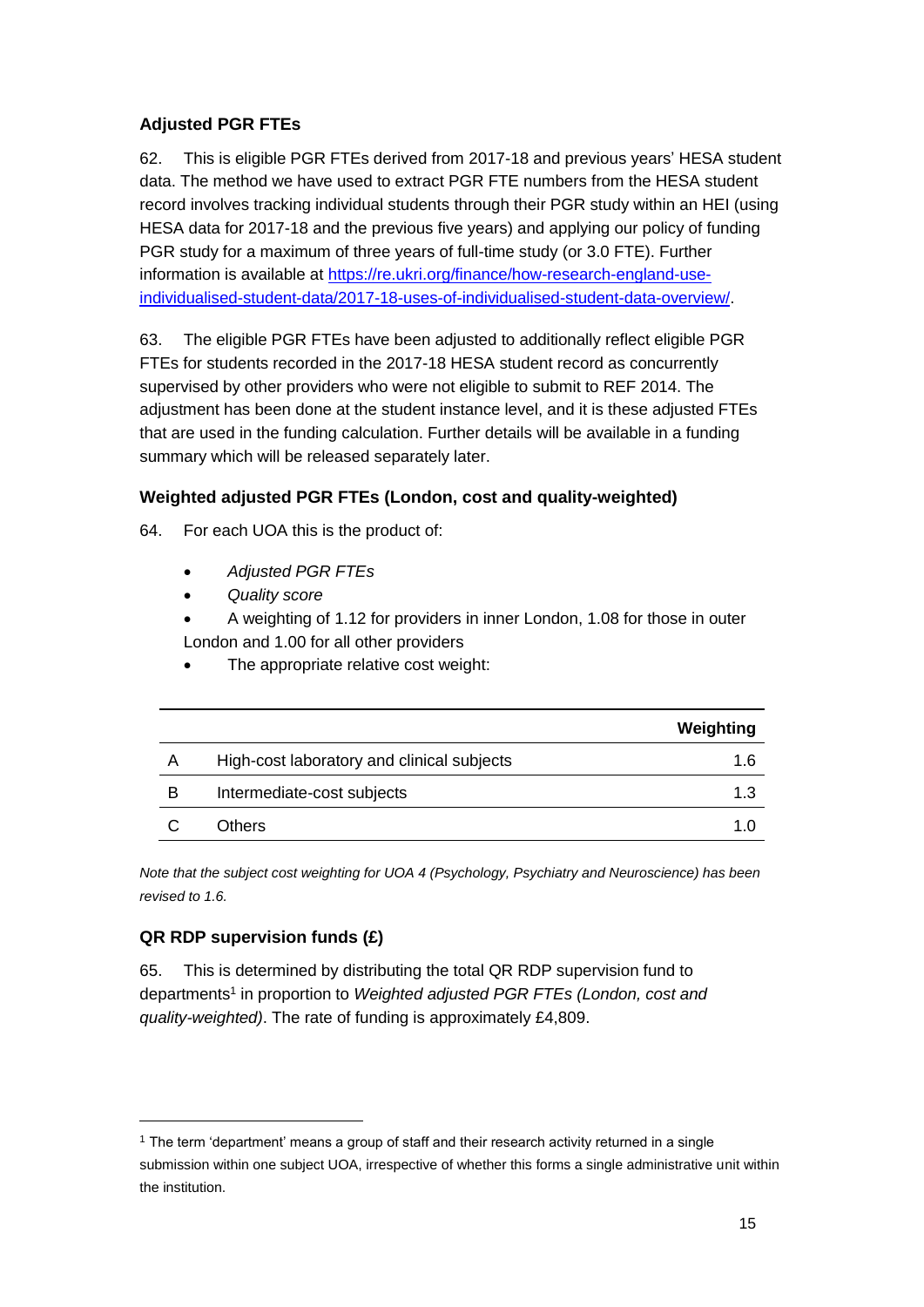### Adjusted PGR FTEs

62. This is eligible PGR FTEs derived from 2017-18 and previous years' HESA student data. The method we have used to extract PGR FTE numbers from the HESA student record involves tracking individual students through their PGR study within an HEI (using HESA data for 2017-18 and the previous five years) and applying our policy of funding PGR study for a maximum of three years of full-time study (or 3.0 FTE). Further information is available at [https://re.ukri.org/finance/how-research-england-use-individualised-student-data/2017-18-uses-of-individualised-student-data-overview/](https://re.ukri.org/finance/how-research-england-use-individualised-student-data/2017-18-uses-of-individualised-student-data-overview/).

63. The eligible PGR FTEs have been adjusted to additionally reflect eligible PGR FTEs for students recorded in the 2017-18 HESA student record as concurrently supervised by other providers who were not eligible to submit to REF 2014. The adjustment has been done at the student instance level, and it is these adjusted FTEs that are used in the funding calculation. Further details will be available in a funding summary which will be released separately later.

### Weighted adjusted PGR FTEs (London, cost and quality-weighted)

64. For each UOA this is the product of:

- *Adjusted PGR FTEs*
- *Quality score*
- A weighting of 1.12 for providers in inner London, 1.08 for those in outer London and 1.00 for all other providers
- The appropriate relative cost weight:

| | | Weighting |
|---|---|---|
| A | High-cost laboratory and clinical subjects | 1.6 |
| B | Intermediate-cost subjects | 1.3 |
| C | Others | 1.0 |

*Note that the subject cost weighting for UOA 4 (Psychology, Psychiatry and Neuroscience) has been revised to 1.6.*

### QR RDP supervision funds (£)

65. This is determined by distributing the total QR RDP supervision fund to departments[1] in proportion to *Weighted adjusted PGR FTEs (London, cost and quality-weighted)*. The rate of funding is approximately £4,809.

[1] The term 'department' means a group of staff and their research activity returned in a single submission within one subject UOA, irrespective of whether this forms a single administrative unit within the institution.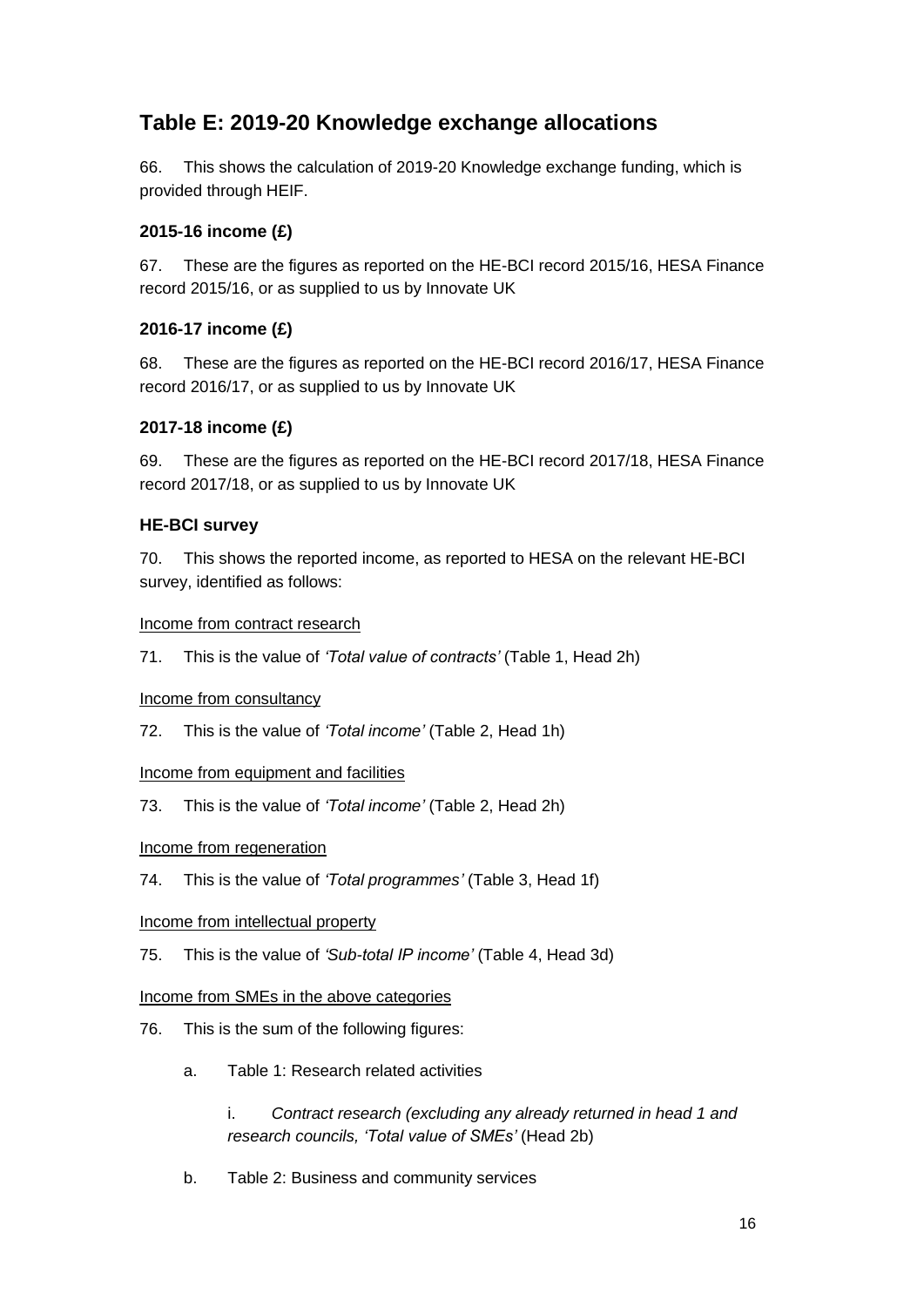## Table E: 2019-20 Knowledge exchange allocations

66. This shows the calculation of 2019-20 Knowledge exchange funding, which is provided through HEIF.

### 2015-16 income (£)

67. These are the figures as reported on the HE-BCI record 2015/16, HESA Finance record 2015/16, or as supplied to us by Innovate UK

### 2016-17 income (£)

68. These are the figures as reported on the HE-BCI record 2016/17, HESA Finance record 2016/17, or as supplied to us by Innovate UK

### 2017-18 income (£)

69. These are the figures as reported on the HE-BCI record 2017/18, HESA Finance record 2017/18, or as supplied to us by Innovate UK

### HE-BCI survey

70. This shows the reported income, as reported to HESA on the relevant HE-BCI survey, identified as follows:

<u>Income from contract research</u>

71. This is the value of *'Total value of contracts'* (Table 1, Head 2h)

<u>Income from consultancy</u>

72. This is the value of *'Total income'* (Table 2, Head 1h)

<u>Income from equipment and facilities</u>

73. This is the value of *'Total income'* (Table 2, Head 2h)

<u>Income from regeneration</u>

74. This is the value of *'Total programmes'* (Table 3, Head 1f)

<u>Income from intellectual property</u>

75. This is the value of *'Sub-total IP income'* (Table 4, Head 3d)

<u>Income from SMEs in the above categories</u>

76. This is the sum of the following figures:

a. Table 1: Research related activities

   i. *Contract research (excluding any already returned in head 1 and research councils, 'Total value of SMEs'* (Head 2b)

b. Table 2: Business and community services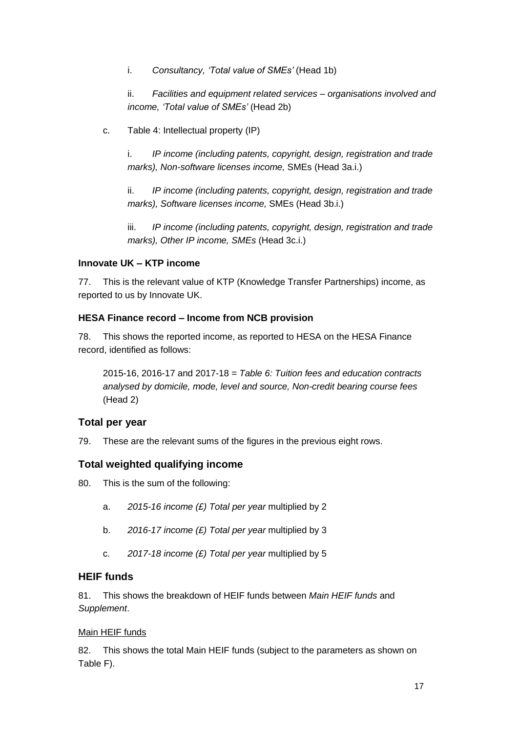i. *Consultancy, 'Total value of SMEs'* (Head 1b)

ii. *Facilities and equipment related services – organisations involved and income, 'Total value of SMEs'* (Head 2b)

c. Table 4: Intellectual property (IP)

i. *IP income (including patents, copyright, design, registration and trade marks), Non-software licenses income,* SMEs (Head 3a.i.)

ii. *IP income (including patents, copyright, design, registration and trade marks), Software licenses income,* SMEs (Head 3b.i.)

iii. *IP income (including patents, copyright, design, registration and trade marks), Other IP income, SMEs* (Head 3c.i.)

#### Innovate UK – KTP income

77. This is the relevant value of KTP (Knowledge Transfer Partnerships) income, as reported to us by Innovate UK.

#### HESA Finance record – Income from NCB provision

78. This shows the reported income, as reported to HESA on the HESA Finance record, identified as follows:

2015-16, 2016-17 and 2017-18 = *Table 6: Tuition fees and education contracts analysed by domicile, mode, level and source, Non-credit bearing course fees* (Head 2)

### Total per year

79. These are the relevant sums of the figures in the previous eight rows.

### Total weighted qualifying income

80. This is the sum of the following:

a. *2015-16 income (£) Total per year* multiplied by 2

b. *2016-17 income (£) Total per year* multiplied by 3

c. *2017-18 income (£) Total per year* multiplied by 5

### HEIF funds

81. This shows the breakdown of HEIF funds between *Main HEIF funds* and *Supplement*.

<u>Main HEIF funds</u>

82. This shows the total Main HEIF funds (subject to the parameters as shown on Table F).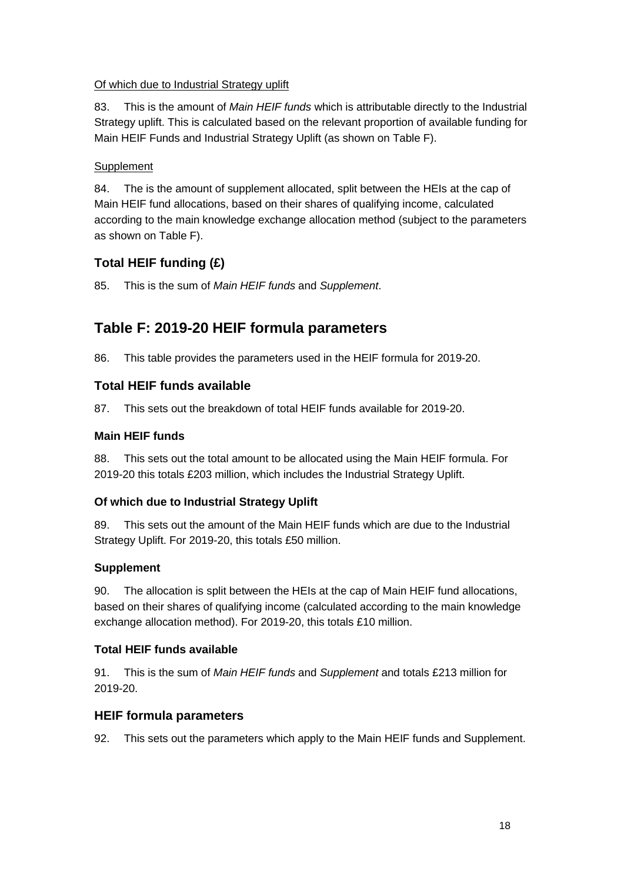Of which due to Industrial Strategy uplift

83. This is the amount of *Main HEIF funds* which is attributable directly to the Industrial Strategy uplift. This is calculated based on the relevant proportion of available funding for Main HEIF Funds and Industrial Strategy Uplift (as shown on Table F).

Supplement

84. The is the amount of supplement allocated, split between the HEIs at the cap of Main HEIF fund allocations, based on their shares of qualifying income, calculated according to the main knowledge exchange allocation method (subject to the parameters as shown on Table F).

### Total HEIF funding (£)

85. This is the sum of *Main HEIF funds* and *Supplement*.

## Table F: 2019-20 HEIF formula parameters

86. This table provides the parameters used in the HEIF formula for 2019-20.

### Total HEIF funds available

87. This sets out the breakdown of total HEIF funds available for 2019-20.

#### Main HEIF funds

88. This sets out the total amount to be allocated using the Main HEIF formula. For 2019-20 this totals £203 million, which includes the Industrial Strategy Uplift.

#### Of which due to Industrial Strategy Uplift

89. This sets out the amount of the Main HEIF funds which are due to the Industrial Strategy Uplift. For 2019-20, this totals £50 million.

#### Supplement

90. The allocation is split between the HEIs at the cap of Main HEIF fund allocations, based on their shares of qualifying income (calculated according to the main knowledge exchange allocation method). For 2019-20, this totals £10 million.

#### Total HEIF funds available

91. This is the sum of *Main HEIF funds* and *Supplement* and totals £213 million for 2019-20.

### HEIF formula parameters

92. This sets out the parameters which apply to the Main HEIF funds and Supplement.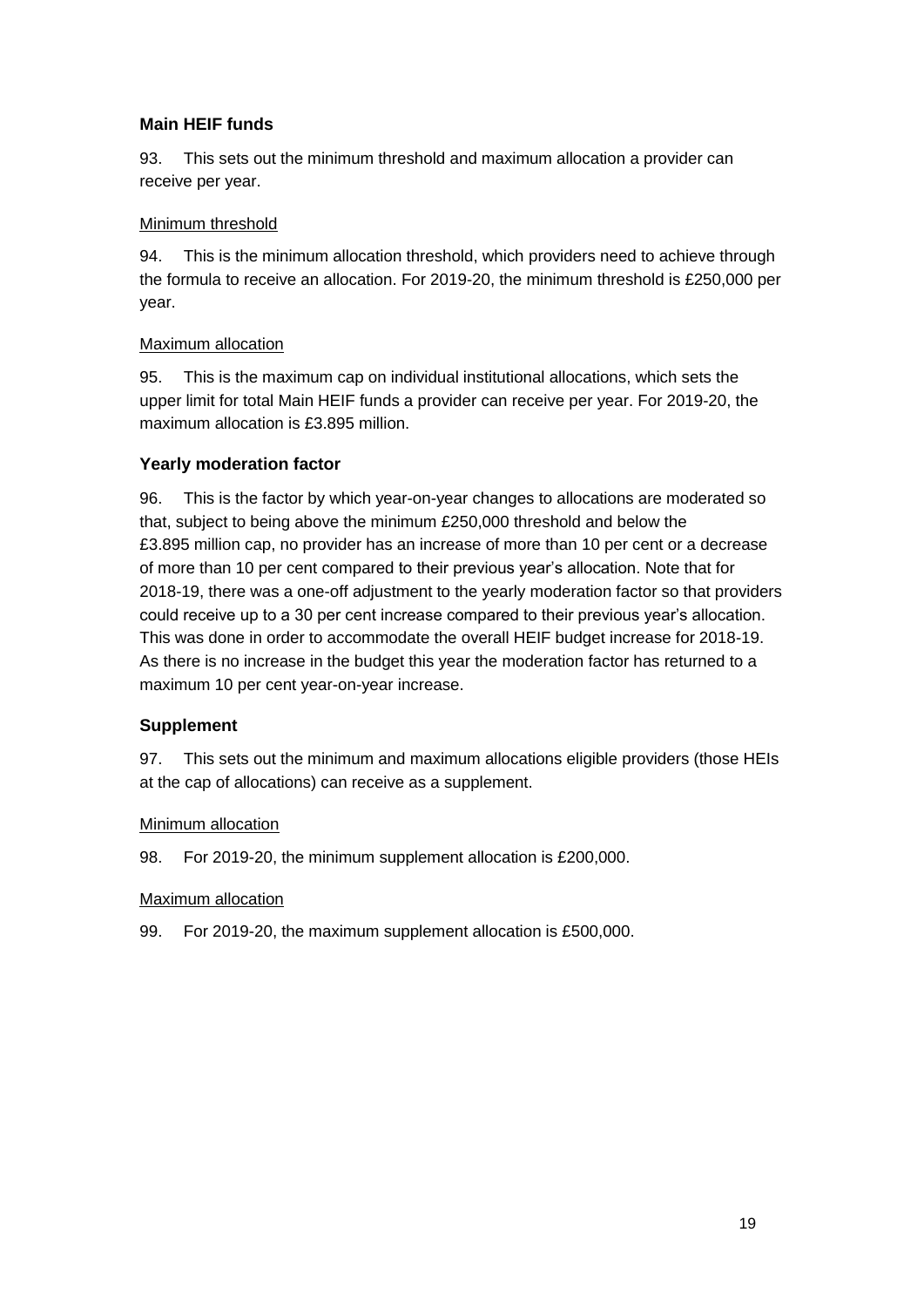### Main HEIF funds

93. This sets out the minimum threshold and maximum allocation a provider can receive per year.

Minimum threshold

94. This is the minimum allocation threshold, which providers need to achieve through the formula to receive an allocation. For 2019-20, the minimum threshold is £250,000 per year.

Maximum allocation

95. This is the maximum cap on individual institutional allocations, which sets the upper limit for total Main HEIF funds a provider can receive per year. For 2019-20, the maximum allocation is £3.895 million.

### Yearly moderation factor

96. This is the factor by which year-on-year changes to allocations are moderated so that, subject to being above the minimum £250,000 threshold and below the £3.895 million cap, no provider has an increase of more than 10 per cent or a decrease of more than 10 per cent compared to their previous year's allocation. Note that for 2018-19, there was a one-off adjustment to the yearly moderation factor so that providers could receive up to a 30 per cent increase compared to their previous year's allocation. This was done in order to accommodate the overall HEIF budget increase for 2018-19. As there is no increase in the budget this year the moderation factor has returned to a maximum 10 per cent year-on-year increase.

### Supplement

97. This sets out the minimum and maximum allocations eligible providers (those HEIs at the cap of allocations) can receive as a supplement.

Minimum allocation

98. For 2019-20, the minimum supplement allocation is £200,000.

Maximum allocation

99. For 2019-20, the maximum supplement allocation is £500,000.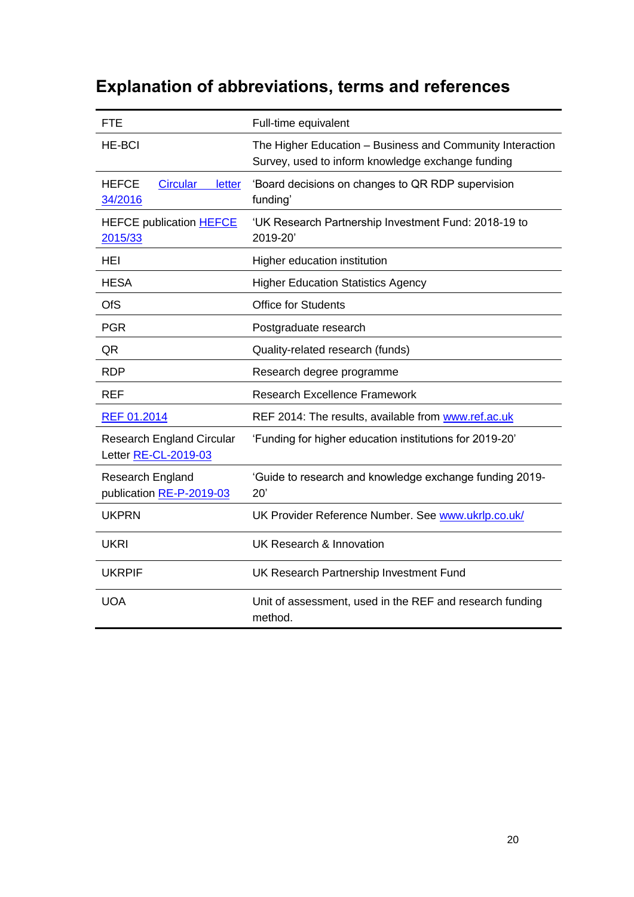## Explanation of abbreviations, terms and references

| | |
|---|---|
| FTE | Full-time equivalent |
| HE-BCI | The Higher Education – Business and Community Interaction Survey, used to inform knowledge exchange funding |
| HEFCE Circular letter 34/2016 | 'Board decisions on changes to QR RDP supervision funding' |
| HEFCE publication HEFCE 2015/33 | 'UK Research Partnership Investment Fund: 2018-19 to 2019-20' |
| HEI | Higher education institution |
| HESA | Higher Education Statistics Agency |
| OfS | Office for Students |
| PGR | Postgraduate research |
| QR | Quality-related research (funds) |
| RDP | Research degree programme |
| REF | Research Excellence Framework |
| REF 01.2014 | REF 2014: The results, available from www.ref.ac.uk |
| Research England Circular Letter RE-CL-2019-03 | 'Funding for higher education institutions for 2019-20' |
| Research England publication RE-P-2019-03 | 'Guide to research and knowledge exchange funding 2019-20' |
| UKPRN | UK Provider Reference Number. See www.ukrlp.co.uk/ |
| UKRI | UK Research & Innovation |
| UKRPIF | UK Research Partnership Investment Fund |
| UOA | Unit of assessment, used in the REF and research funding method. |